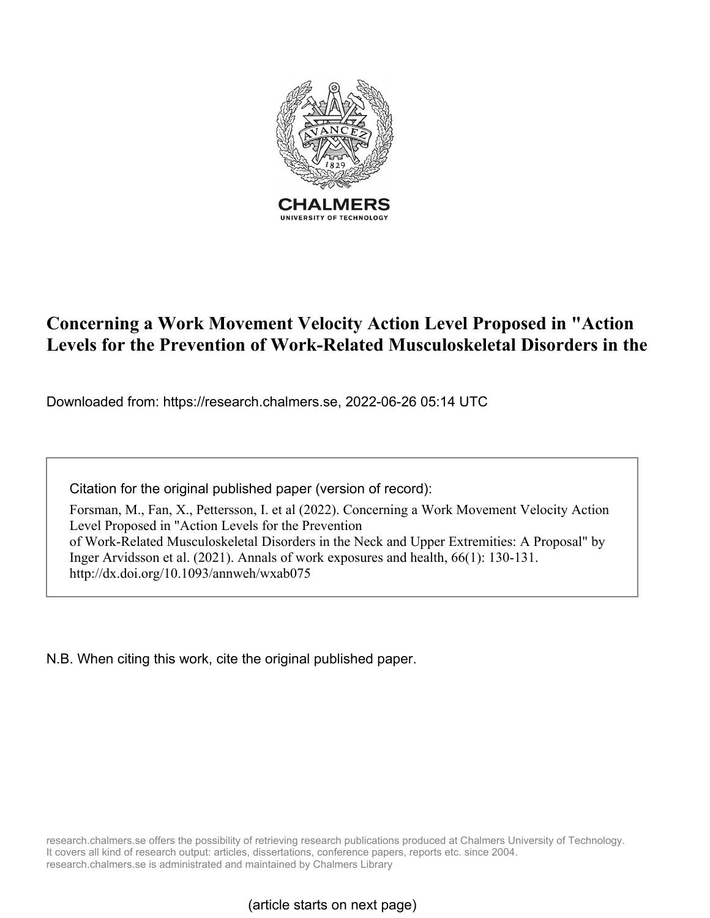# Concerning a Work Movement Velocity Action Level Proposed in "Action Levels for the Prevention of Work-Related Musculoskeletal Disorders in the

Downloaded from: https://research.chalmers.se, 2022-06-26 05:14 UTC

Citation for the original published paper (version of record):

Forsman, M., Fan, X., Pettersson, I. et al (2022). Concerning a Work Movement Velocity Action Level Proposed in "Action Levels for the Prevention of Work-Related Musculoskeletal Disorders in the Neck and Upper Extremities: A Proposal" by Inger Arvidsson et al. (2021). Annals of work exposures and health, 66(1): 130-131. http://dx.doi.org/10.1093/annweh/wxab075

N.B. When citing this work, cite the original published paper.

research.chalmers.se offers the possibility of retrieving research publications produced at Chalmers University of Technology. It covers all kind of research output: articles, dissertations, conference papers, reports etc. since 2004. research.chalmers.se is administrated and maintained by Chalmers Library

(article starts on next page)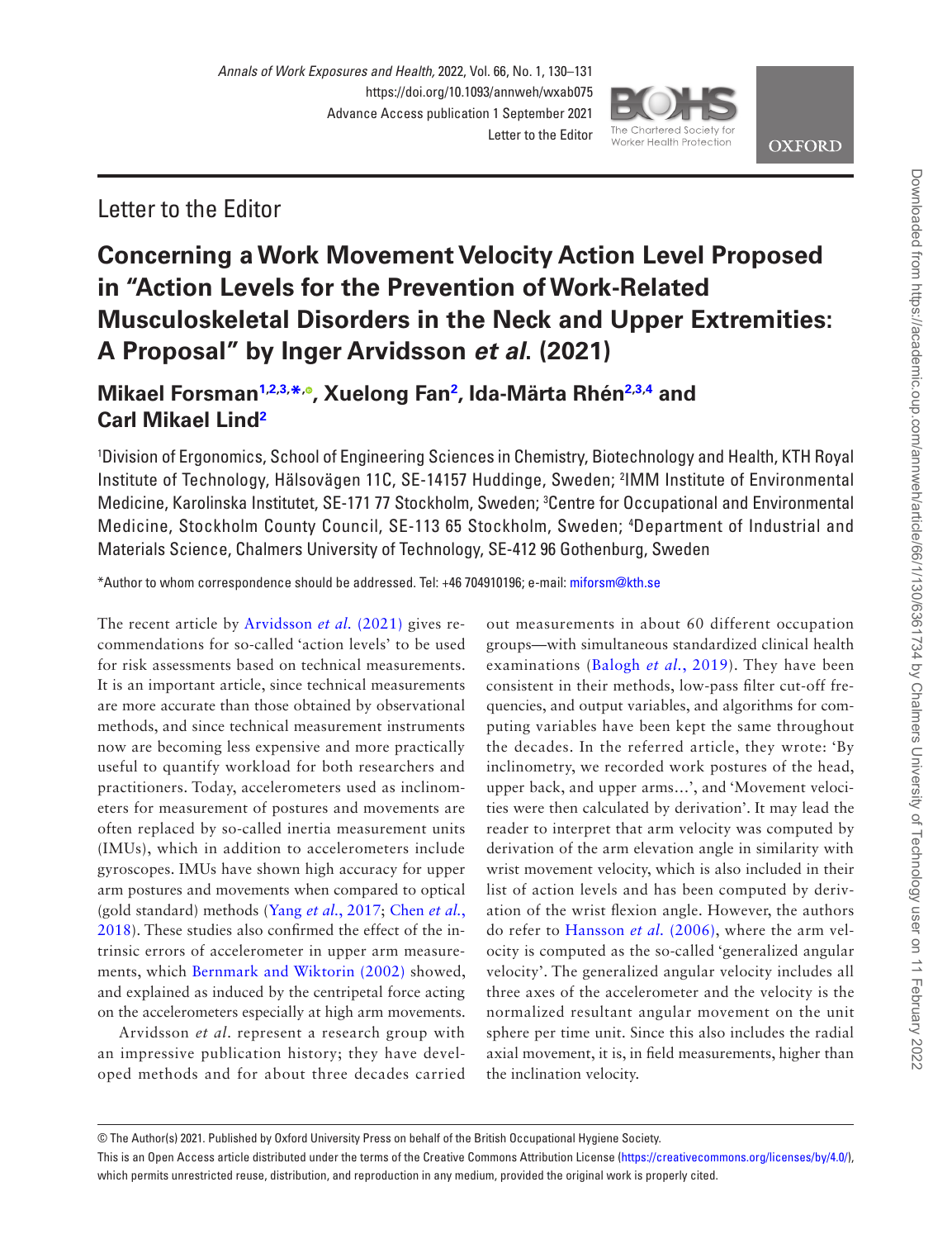Letter to the Editor

# Concerning a Work Movement Velocity Action Level Proposed in "Action Levels for the Prevention of Work-Related Musculoskeletal Disorders in the Neck and Upper Extremities: A Proposal" by Inger Arvidsson *et al.* (2021)

## Mikael Forsman[1,2,3,*], Xuelong Fan[2], Ida-Märta Rhén[2,3,4] and Carl Mikael Lind[2]

[1]Division of Ergonomics, School of Engineering Sciences in Chemistry, Biotechnology and Health, KTH Royal Institute of Technology, Hälsovägen 11C, SE-14157 Huddinge, Sweden; [2]IMM Institute of Environmental Medicine, Karolinska Institutet, SE-171 77 Stockholm, Sweden; [3]Centre for Occupational and Environmental Medicine, Stockholm County Council, SE-113 65 Stockholm, Sweden; [4]Department of Industrial and Materials Science, Chalmers University of Technology, SE-412 96 Gothenburg, Sweden

*Author to whom correspondence should be addressed. Tel: +46 704910196; e-mail: miforsm@kth.se

The recent article by Arvidsson *et al.* (2021) gives recommendations for so-called 'action levels' to be used for risk assessments based on technical measurements. It is an important article, since technical measurements are more accurate than those obtained by observational methods, and since technical measurement instruments now are becoming less expensive and more practically useful to quantify workload for both researchers and practitioners. Today, accelerometers used as inclinometers for measurement of postures and movements are often replaced by so-called inertia measurement units (IMUs), which in addition to accelerometers include gyroscopes. IMUs have shown high accuracy for upper arm postures and movements when compared to optical (gold standard) methods (Yang *et al.*, 2017; Chen *et al.*, 2018). These studies also confirmed the effect of the intrinsic errors of accelerometer in upper arm measurements, which Bernmark and Wiktorin (2002) showed, and explained as induced by the centripetal force acting on the accelerometers especially at high arm movements.

Arvidsson *et al.* represent a research group with an impressive publication history; they have developed methods and for about three decades carried out measurements in about 60 different occupation groups—with simultaneous standardized clinical health examinations (Balogh *et al.*, 2019). They have been consistent in their methods, low-pass filter cut-off frequencies, and output variables, and algorithms for computing variables have been kept the same throughout the decades. In the referred article, they wrote: 'By inclinometry, we recorded work postures of the head, upper back, and upper arms…', and 'Movement velocities were then calculated by derivation'. It may lead the reader to interpret that arm velocity was computed by derivation of the arm elevation angle in similarity with wrist movement velocity, which is also included in their list of action levels and has been computed by derivation of the wrist flexion angle. However, the authors do refer to Hansson *et al.* (2006), where the arm velocity is computed as the so-called 'generalized angular velocity'. The generalized angular velocity includes all three axes of the accelerometer and the velocity is the normalized resultant angular movement on the unit sphere per time unit. Since this also includes the radial axial movement, it is, in field measurements, higher than the inclination velocity.

© The Author(s) 2021. Published by Oxford University Press on behalf of the British Occupational Hygiene Society.
This is an Open Access article distributed under the terms of the Creative Commons Attribution License (https://creativecommons.org/licenses/by/4.0/), which permits unrestricted reuse, distribution, and reproduction in any medium, provided the original work is properly cited.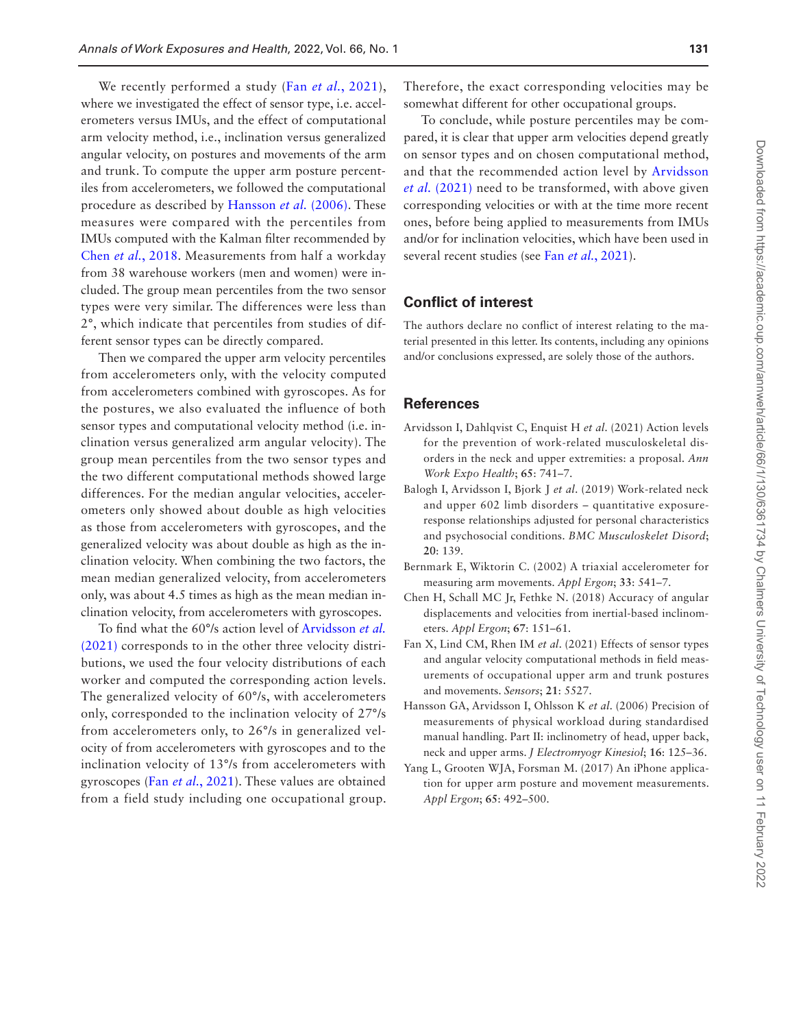We recently performed a study (Fan *et al.*, 2021), where we investigated the effect of sensor type, i.e. accelerometers versus IMUs, and the effect of computational arm velocity method, i.e., inclination versus generalized angular velocity, on postures and movements of the arm and trunk. To compute the upper arm posture percentiles from accelerometers, we followed the computational procedure as described by Hansson *et al.* (2006). These measures were compared with the percentiles from IMUs computed with the Kalman filter recommended by Chen *et al.*, 2018. Measurements from half a workday from 38 warehouse workers (men and women) were included. The group mean percentiles from the two sensor types were very similar. The differences were less than 2°, which indicate that percentiles from studies of different sensor types can be directly compared.

Then we compared the upper arm velocity percentiles from accelerometers only, with the velocity computed from accelerometers combined with gyroscopes. As for the postures, we also evaluated the influence of both sensor types and computational velocity method (i.e. inclination versus generalized arm angular velocity). The group mean percentiles from the two sensor types and the two different computational methods showed large differences. For the median angular velocities, accelerometers only showed about double as high velocities as those from accelerometers with gyroscopes, and the generalized velocity was about double as high as the inclination velocity. When combining the two factors, the mean median generalized velocity, from accelerometers only, was about 4.5 times as high as the mean median inclination velocity, from accelerometers with gyroscopes.

To find what the 60°/s action level of Arvidsson *et al.* (2021) corresponds to in the other three velocity distributions, we used the four velocity distributions of each worker and computed the corresponding action levels. The generalized velocity of 60°/s, with accelerometers only, corresponded to the inclination velocity of 27°/s from accelerometers only, to 26°/s in generalized velocity of from accelerometers with gyroscopes and to the inclination velocity of 13°/s from accelerometers with gyroscopes (Fan *et al.*, 2021). These values are obtained from a field study including one occupational group. Therefore, the exact corresponding velocities may be somewhat different for other occupational groups.

To conclude, while posture percentiles may be compared, it is clear that upper arm velocities depend greatly on sensor types and on chosen computational method, and that the recommended action level by Arvidsson *et al.* (2021) need to be transformed, with above given corresponding velocities or with at the time more recent ones, before being applied to measurements from IMUs and/or for inclination velocities, which have been used in several recent studies (see Fan *et al.*, 2021).

## Conflict of interest

The authors declare no conflict of interest relating to the material presented in this letter. Its contents, including any opinions and/or conclusions expressed, are solely those of the authors.

## References

Arvidsson I, Dahlqvist C, Enquist H *et al.* (2021) Action levels for the prevention of work-related musculoskeletal disorders in the neck and upper extremities: a proposal. *Ann Work Expo Health*; **65**: 741–7.

Balogh I, Arvidsson I, Bjork J *et al.* (2019) Work-related neck and upper 602 limb disorders – quantitative exposure-response relationships adjusted for personal characteristics and psychosocial conditions. *BMC Musculoskelet Disord*; **20**: 139.

Bernmark E, Wiktorin C. (2002) A triaxial accelerometer for measuring arm movements. *Appl Ergon*; **33**: 541–7.

Chen H, Schall MC Jr, Fethke N. (2018) Accuracy of angular displacements and velocities from inertial-based inclinometers. *Appl Ergon*; **67**: 151–61.

Fan X, Lind CM, Rhen IM *et al.* (2021) Effects of sensor types and angular velocity computational methods in field measurements of occupational upper arm and trunk postures and movements. *Sensors*; **21**: 5527.

Hansson GA, Arvidsson I, Ohlsson K *et al.* (2006) Precision of measurements of physical workload during standardised manual handling. Part II: inclinometry of head, upper back, neck and upper arms. *J Electromyogr Kinesiol*; **16**: 125–36.

Yang L, Grooten WJA, Forsman M. (2017) An iPhone application for upper arm posture and movement measurements. *Appl Ergon*; **65**: 492–500.